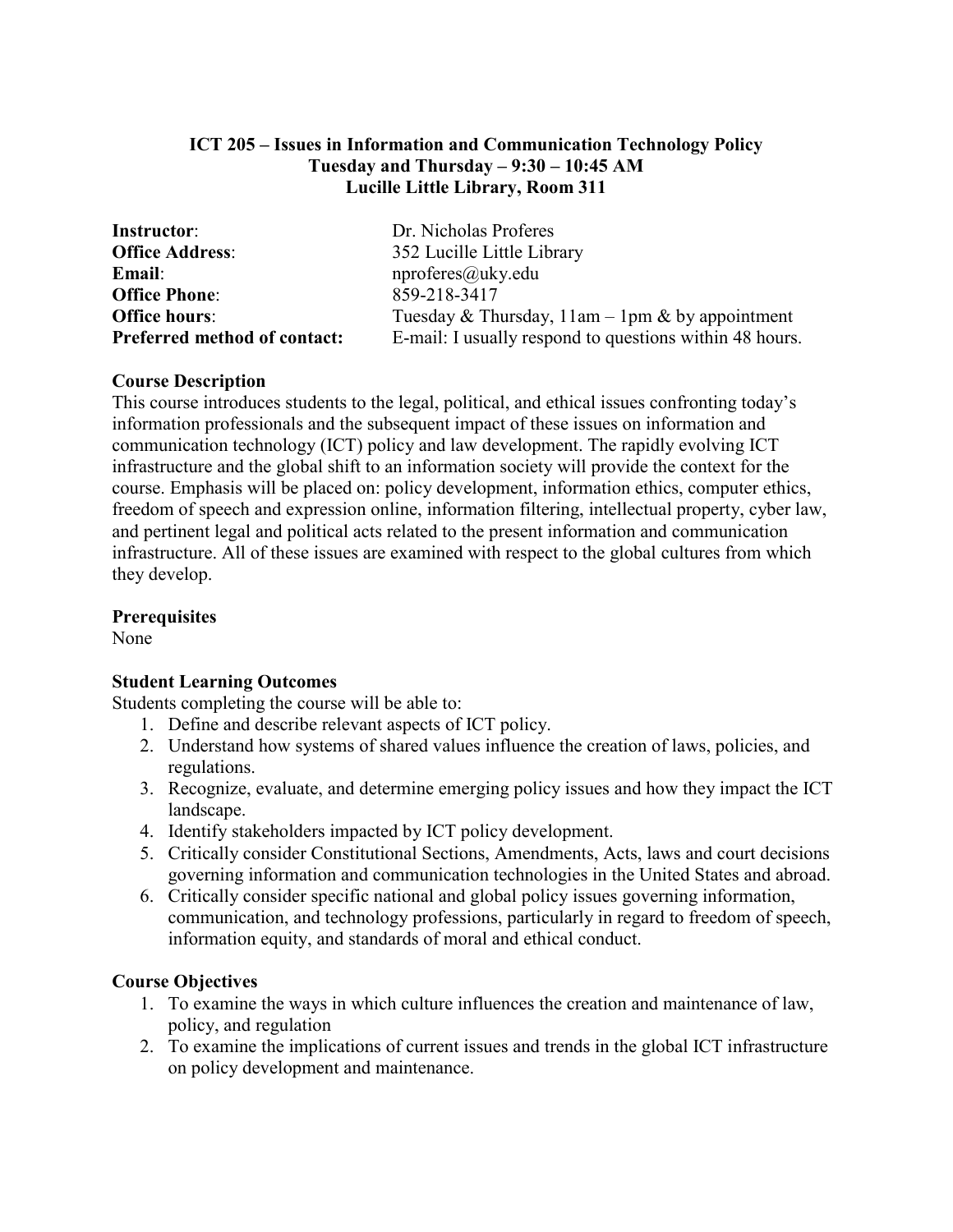**ICT 205 – Issues in Information and Communication Technology Policy**
**Tuesday and Thursday – 9:30 – 10:45 AM**
**Lucille Little Library, Room 311**

| | |
|---|---|
| **Instructor**: | Dr. Nicholas Proferes |
| **Office Address**: | 352 Lucille Little Library |
| **Email**: | nproferes@uky.edu |
| **Office Phone**: | 859-218-3417 |
| **Office hours**: | Tuesday & Thursday, 11am – 1pm & by appointment |
| **Preferred method of contact:** | E-mail: I usually respond to questions within 48 hours. |

## Course Description

This course introduces students to the legal, political, and ethical issues confronting today's information professionals and the subsequent impact of these issues on information and communication technology (ICT) policy and law development. The rapidly evolving ICT infrastructure and the global shift to an information society will provide the context for the course. Emphasis will be placed on: policy development, information ethics, computer ethics, freedom of speech and expression online, information filtering, intellectual property, cyber law, and pertinent legal and political acts related to the present information and communication infrastructure. All of these issues are examined with respect to the global cultures from which they develop.

## Prerequisites

None

## Student Learning Outcomes

Students completing the course will be able to:

1. Define and describe relevant aspects of ICT policy.
2. Understand how systems of shared values influence the creation of laws, policies, and regulations.
3. Recognize, evaluate, and determine emerging policy issues and how they impact the ICT landscape.
4. Identify stakeholders impacted by ICT policy development.
5. Critically consider Constitutional Sections, Amendments, Acts, laws and court decisions governing information and communication technologies in the United States and abroad.
6. Critically consider specific national and global policy issues governing information, communication, and technology professions, particularly in regard to freedom of speech, information equity, and standards of moral and ethical conduct.

## Course Objectives

1. To examine the ways in which culture influences the creation and maintenance of law, policy, and regulation
2. To examine the implications of current issues and trends in the global ICT infrastructure on policy development and maintenance.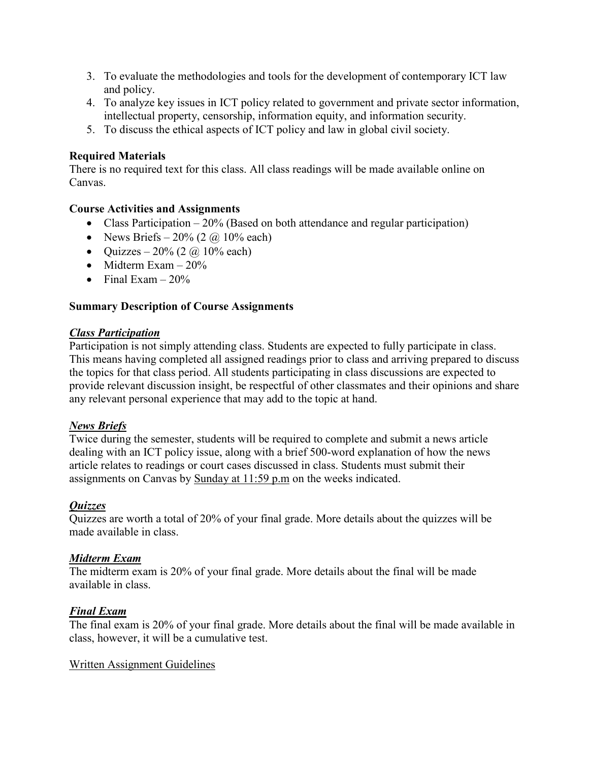3. To evaluate the methodologies and tools for the development of contemporary ICT law and policy.
4. To analyze key issues in ICT policy related to government and private sector information, intellectual property, censorship, information equity, and information security.
5. To discuss the ethical aspects of ICT policy and law in global civil society.

**Required Materials**
There is no required text for this class. All class readings will be made available online on Canvas.

**Course Activities and Assignments**

- Class Participation – 20% (Based on both attendance and regular participation)
- News Briefs – 20% (2 @ 10% each)
- Quizzes – 20% (2 @ 10% each)
- Midterm Exam – 20%
- Final Exam – 20%

**Summary Description of Course Assignments**

***Class Participation***
Participation is not simply attending class. Students are expected to fully participate in class. This means having completed all assigned readings prior to class and arriving prepared to discuss the topics for that class period. All students participating in class discussions are expected to provide relevant discussion insight, be respectful of other classmates and their opinions and share any relevant personal experience that may add to the topic at hand.

***News Briefs***
Twice during the semester, students will be required to complete and submit a news article dealing with an ICT policy issue, along with a brief 500-word explanation of how the news article relates to readings or court cases discussed in class. Students must submit their assignments on Canvas by Sunday at 11:59 p.m on the weeks indicated.

***Quizzes***
Quizzes are worth a total of 20% of your final grade. More details about the quizzes will be made available in class.

***Midterm Exam***
The midterm exam is 20% of your final grade. More details about the final will be made available in class.

***Final Exam***
The final exam is 20% of your final grade. More details about the final will be made available in class, however, it will be a cumulative test.

Written Assignment Guidelines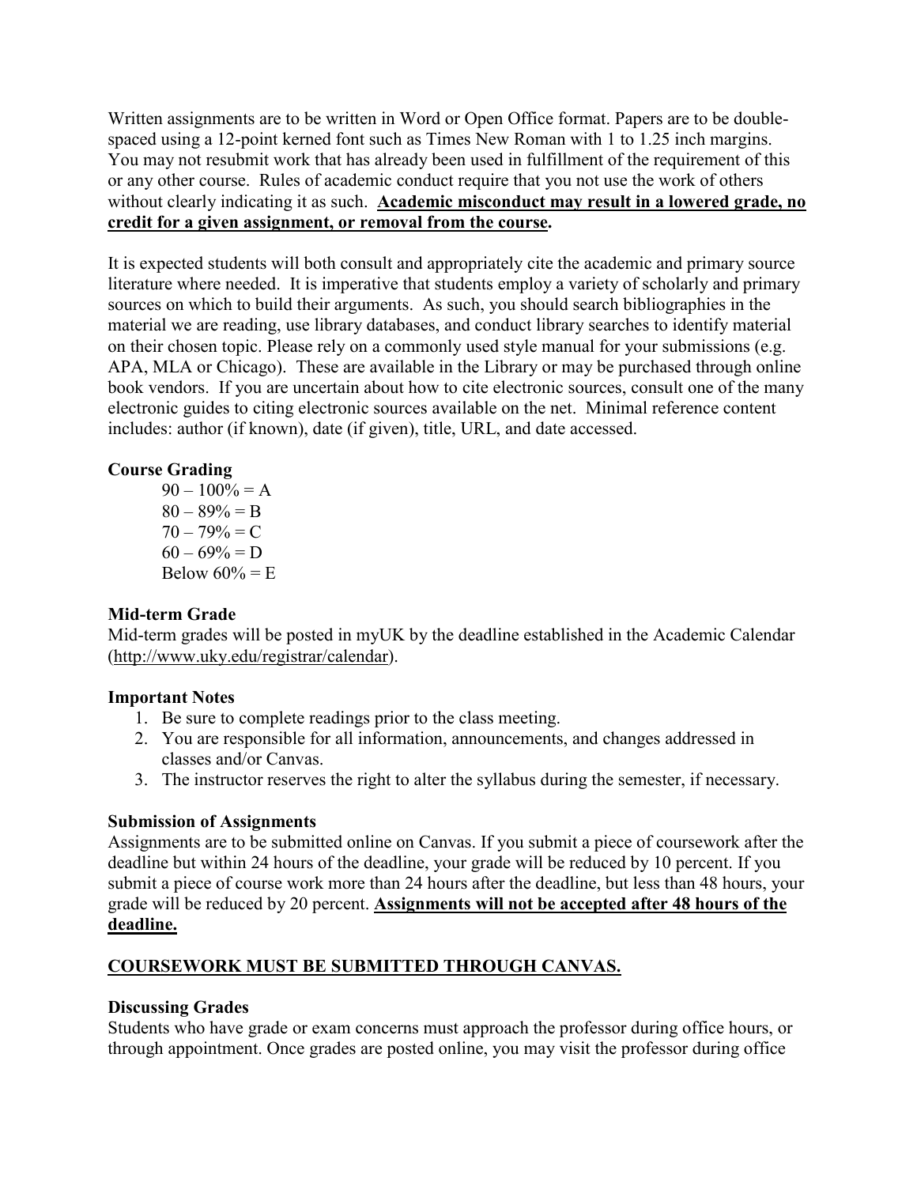Written assignments are to be written in Word or Open Office format. Papers are to be double-spaced using a 12-point kerned font such as Times New Roman with 1 to 1.25 inch margins. You may not resubmit work that has already been used in fulfillment of the requirement of this or any other course. Rules of academic conduct require that you not use the work of others without clearly indicating it as such. **Academic misconduct may result in a lowered grade, no credit for a given assignment, or removal from the course.**

It is expected students will both consult and appropriately cite the academic and primary source literature where needed. It is imperative that students employ a variety of scholarly and primary sources on which to build their arguments. As such, you should search bibliographies in the material we are reading, use library databases, and conduct library searches to identify material on their chosen topic. Please rely on a commonly used style manual for your submissions (e.g. APA, MLA or Chicago). These are available in the Library or may be purchased through online book vendors. If you are uncertain about how to cite electronic sources, consult one of the many electronic guides to citing electronic sources available on the net. Minimal reference content includes: author (if known), date (if given), title, URL, and date accessed.

**Course Grading**

90 – 100% = A
80 – 89% = B
70 – 79% = C
60 – 69% = D
Below 60% = E

**Mid-term Grade**

Mid-term grades will be posted in myUK by the deadline established in the Academic Calendar (http://www.uky.edu/registrar/calendar).

**Important Notes**

1. Be sure to complete readings prior to the class meeting.
2. You are responsible for all information, announcements, and changes addressed in classes and/or Canvas.
3. The instructor reserves the right to alter the syllabus during the semester, if necessary.

**Submission of Assignments**

Assignments are to be submitted online on Canvas. If you submit a piece of coursework after the deadline but within 24 hours of the deadline, your grade will be reduced by 10 percent. If you submit a piece of course work more than 24 hours after the deadline, but less than 48 hours, your grade will be reduced by 20 percent. **Assignments will not be accepted after 48 hours of the deadline.**

**COURSEWORK MUST BE SUBMITTED THROUGH CANVAS.**

**Discussing Grades**

Students who have grade or exam concerns must approach the professor during office hours, or through appointment. Once grades are posted online, you may visit the professor during office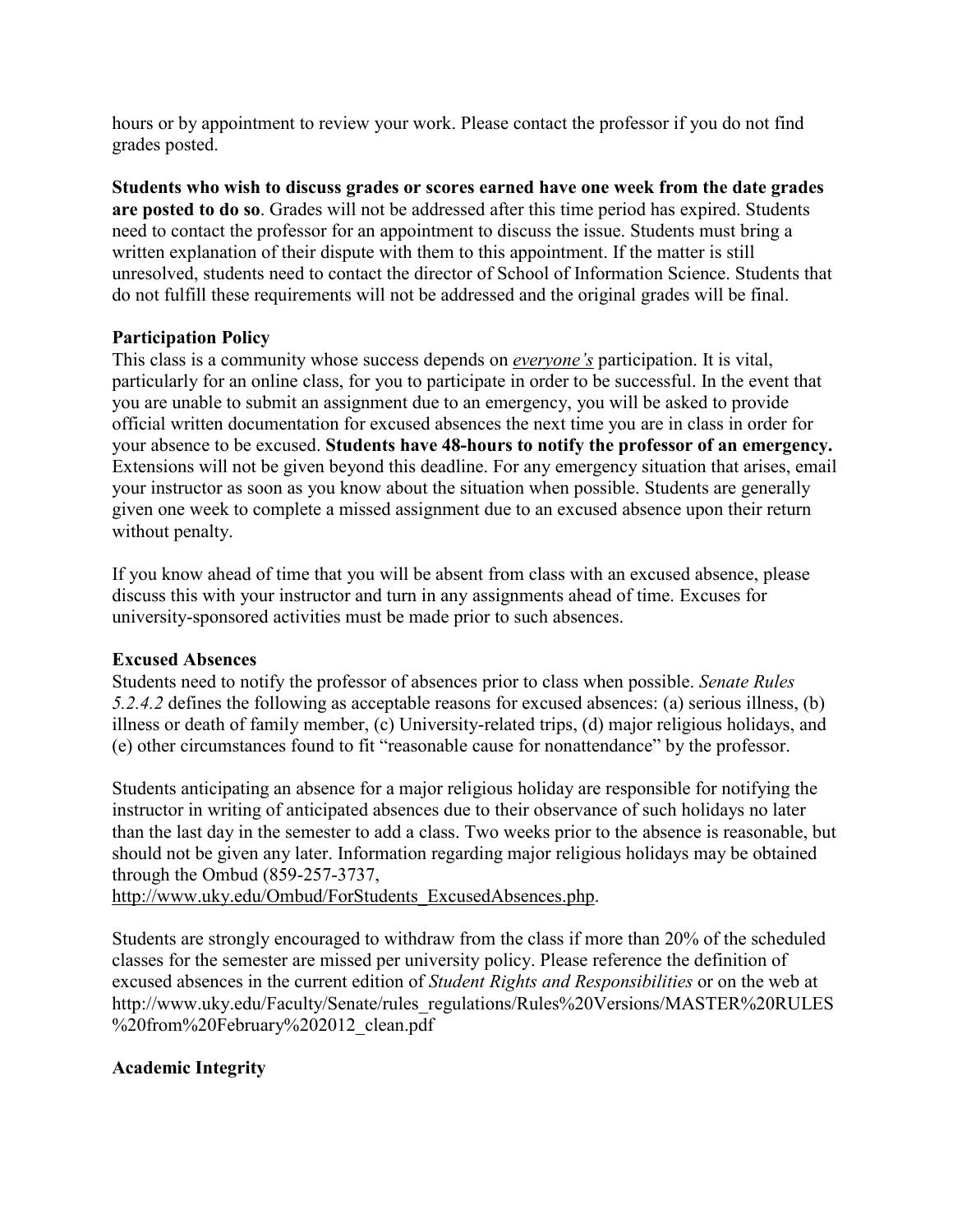hours or by appointment to review your work. Please contact the professor if you do not find grades posted.

**Students who wish to discuss grades or scores earned have one week from the date grades are posted to do so**. Grades will not be addressed after this time period has expired. Students need to contact the professor for an appointment to discuss the issue. Students must bring a written explanation of their dispute with them to this appointment. If the matter is still unresolved, students need to contact the director of School of Information Science. Students that do not fulfill these requirements will not be addressed and the original grades will be final.

**Participation Policy**

This class is a community whose success depends on ***everyone's*** participation. It is vital, particularly for an online class, for you to participate in order to be successful. In the event that you are unable to submit an assignment due to an emergency, you will be asked to provide official written documentation for excused absences the next time you are in class in order for your absence to be excused. **Students have 48-hours to notify the professor of an emergency.** Extensions will not be given beyond this deadline. For any emergency situation that arises, email your instructor as soon as you know about the situation when possible. Students are generally given one week to complete a missed assignment due to an excused absence upon their return without penalty.

If you know ahead of time that you will be absent from class with an excused absence, please discuss this with your instructor and turn in any assignments ahead of time. Excuses for university-sponsored activities must be made prior to such absences.

**Excused Absences**

Students need to notify the professor of absences prior to class when possible. *Senate Rules 5.2.4.2* defines the following as acceptable reasons for excused absences: (a) serious illness, (b) illness or death of family member, (c) University-related trips, (d) major religious holidays, and (e) other circumstances found to fit "reasonable cause for nonattendance" by the professor.

Students anticipating an absence for a major religious holiday are responsible for notifying the instructor in writing of anticipated absences due to their observance of such holidays no later than the last day in the semester to add a class. Two weeks prior to the absence is reasonable, but should not be given any later. Information regarding major religious holidays may be obtained through the Ombud (859-257-3737, http://www.uky.edu/Ombud/ForStudents_ExcusedAbsences.php.

Students are strongly encouraged to withdraw from the class if more than 20% of the scheduled classes for the semester are missed per university policy. Please reference the definition of excused absences in the current edition of *Student Rights and Responsibilities* or on the web at http://www.uky.edu/Faculty/Senate/rules_regulations/Rules%20Versions/MASTER%20RULES%20from%20February%202012_clean.pdf

**Academic Integrity**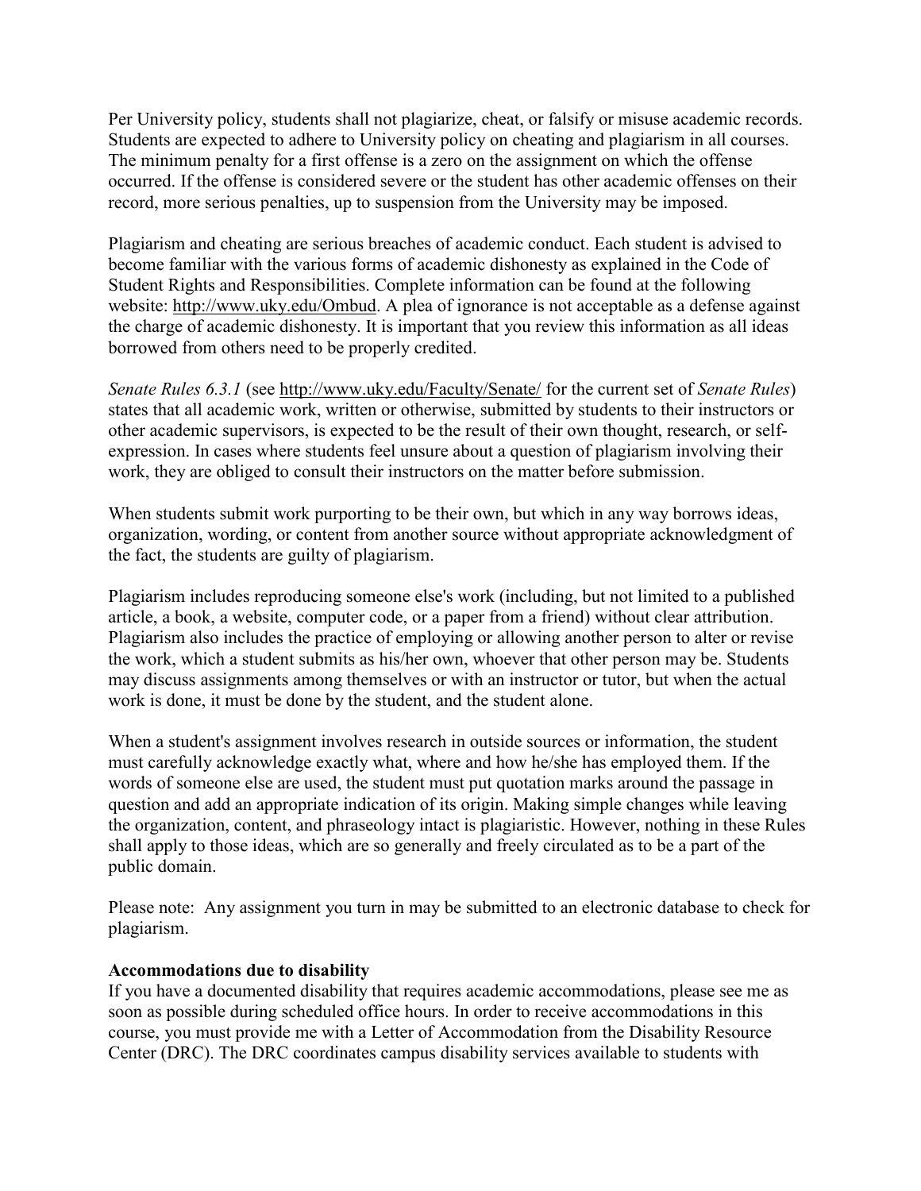Per University policy, students shall not plagiarize, cheat, or falsify or misuse academic records. Students are expected to adhere to University policy on cheating and plagiarism in all courses. The minimum penalty for a first offense is a zero on the assignment on which the offense occurred. If the offense is considered severe or the student has other academic offenses on their record, more serious penalties, up to suspension from the University may be imposed.

Plagiarism and cheating are serious breaches of academic conduct. Each student is advised to become familiar with the various forms of academic dishonesty as explained in the Code of Student Rights and Responsibilities. Complete information can be found at the following website: http://www.uky.edu/Ombud. A plea of ignorance is not acceptable as a defense against the charge of academic dishonesty. It is important that you review this information as all ideas borrowed from others need to be properly credited.

*Senate Rules 6.3.1* (see http://www.uky.edu/Faculty/Senate/ for the current set of *Senate Rules*) states that all academic work, written or otherwise, submitted by students to their instructors or other academic supervisors, is expected to be the result of their own thought, research, or self-expression. In cases where students feel unsure about a question of plagiarism involving their work, they are obliged to consult their instructors on the matter before submission.

When students submit work purporting to be their own, but which in any way borrows ideas, organization, wording, or content from another source without appropriate acknowledgment of the fact, the students are guilty of plagiarism.

Plagiarism includes reproducing someone else's work (including, but not limited to a published article, a book, a website, computer code, or a paper from a friend) without clear attribution. Plagiarism also includes the practice of employing or allowing another person to alter or revise the work, which a student submits as his/her own, whoever that other person may be. Students may discuss assignments among themselves or with an instructor or tutor, but when the actual work is done, it must be done by the student, and the student alone.

When a student's assignment involves research in outside sources or information, the student must carefully acknowledge exactly what, where and how he/she has employed them. If the words of someone else are used, the student must put quotation marks around the passage in question and add an appropriate indication of its origin. Making simple changes while leaving the organization, content, and phraseology intact is plagiaristic. However, nothing in these Rules shall apply to those ideas, which are so generally and freely circulated as to be a part of the public domain.

Please note: Any assignment you turn in may be submitted to an electronic database to check for plagiarism.

**Accommodations due to disability**

If you have a documented disability that requires academic accommodations, please see me as soon as possible during scheduled office hours. In order to receive accommodations in this course, you must provide me with a Letter of Accommodation from the Disability Resource Center (DRC). The DRC coordinates campus disability services available to students with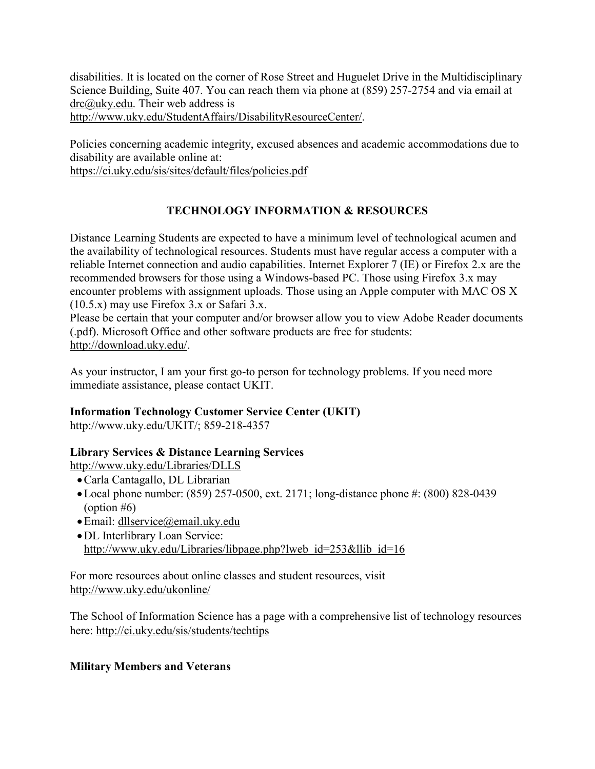disabilities. It is located on the corner of Rose Street and Huguelet Drive in the Multidisciplinary Science Building, Suite 407. You can reach them via phone at (859) 257-2754 and via email at drc@uky.edu. Their web address is http://www.uky.edu/StudentAffairs/DisabilityResourceCenter/.

Policies concerning academic integrity, excused absences and academic accommodations due to disability are available online at:
https://ci.uky.edu/sis/sites/default/files/policies.pdf

## TECHNOLOGY INFORMATION & RESOURCES

Distance Learning Students are expected to have a minimum level of technological acumen and the availability of technological resources. Students must have regular access a computer with a reliable Internet connection and audio capabilities. Internet Explorer 7 (IE) or Firefox 2.x are the recommended browsers for those using a Windows-based PC. Those using Firefox 3.x may encounter problems with assignment uploads. Those using an Apple computer with MAC OS X (10.5.x) may use Firefox 3.x or Safari 3.x.
Please be certain that your computer and/or browser allow you to view Adobe Reader documents (.pdf). Microsoft Office and other software products are free for students: http://download.uky.edu/.

As your instructor, I am your first go-to person for technology problems. If you need more immediate assistance, please contact UKIT.

**Information Technology Customer Service Center (UKIT)**
http://www.uky.edu/UKIT/; 859-218-4357

**Library Services & Distance Learning Services**
http://www.uky.edu/Libraries/DLLS

- Carla Cantagallo, DL Librarian
- Local phone number: (859) 257-0500, ext. 2171; long-distance phone #: (800) 828-0439 (option #6)
- Email: dllservice@email.uky.edu
- DL Interlibrary Loan Service: http://www.uky.edu/Libraries/libpage.php?lweb_id=253&llib_id=16

For more resources about online classes and student resources, visit http://www.uky.edu/ukonline/

The School of Information Science has a page with a comprehensive list of technology resources here: http://ci.uky.edu/sis/students/techtips

**Military Members and Veterans**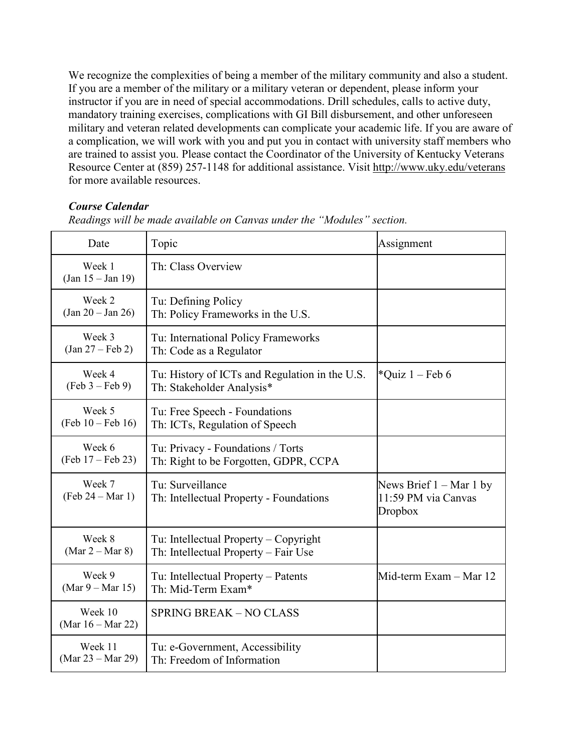We recognize the complexities of being a member of the military community and also a student. If you are a member of the military or a military veteran or dependent, please inform your instructor if you are in need of special accommodations. Drill schedules, calls to active duty, mandatory training exercises, complications with GI Bill disbursement, and other unforeseen military and veteran related developments can complicate your academic life. If you are aware of a complication, we will work with you and put you in contact with university staff members who are trained to assist you. Please contact the Coordinator of the University of Kentucky Veterans Resource Center at (859) 257-1148 for additional assistance. Visit http://www.uky.edu/veterans for more available resources.

***Course Calendar***

*Readings will be made available on Canvas under the "Modules" section.*

| Date | Topic | Assignment |
|---|---|---|
| Week 1 (Jan 15 – Jan 19) | Th: Class Overview | |
| Week 2 (Jan 20 – Jan 26) | Tu: Defining Policy<br>Th: Policy Frameworks in the U.S. | |
| Week 3 (Jan 27 – Feb 2) | Tu: International Policy Frameworks<br>Th: Code as a Regulator | |
| Week 4 (Feb 3 – Feb 9) | Tu: History of ICTs and Regulation in the U.S.<br>Th: Stakeholder Analysis* | *Quiz 1 – Feb 6 |
| Week 5 (Feb 10 – Feb 16) | Tu: Free Speech - Foundations<br>Th: ICTs, Regulation of Speech | |
| Week 6 (Feb 17 – Feb 23) | Tu: Privacy - Foundations / Torts<br>Th: Right to be Forgotten, GDPR, CCPA | |
| Week 7 (Feb 24 – Mar 1) | Tu: Surveillance<br>Th: Intellectual Property - Foundations | News Brief 1 – Mar 1 by 11:59 PM via Canvas Dropbox |
| Week 8 (Mar 2 – Mar 8) | Tu: Intellectual Property – Copyright<br>Th: Intellectual Property – Fair Use | |
| Week 9 (Mar 9 – Mar 15) | Tu: Intellectual Property – Patents<br>Th: Mid-Term Exam* | Mid-term Exam – Mar 12 |
| Week 10 (Mar 16 – Mar 22) | SPRING BREAK – NO CLASS | |
| Week 11 (Mar 23 – Mar 29) | Tu: e-Government, Accessibility<br>Th: Freedom of Information | |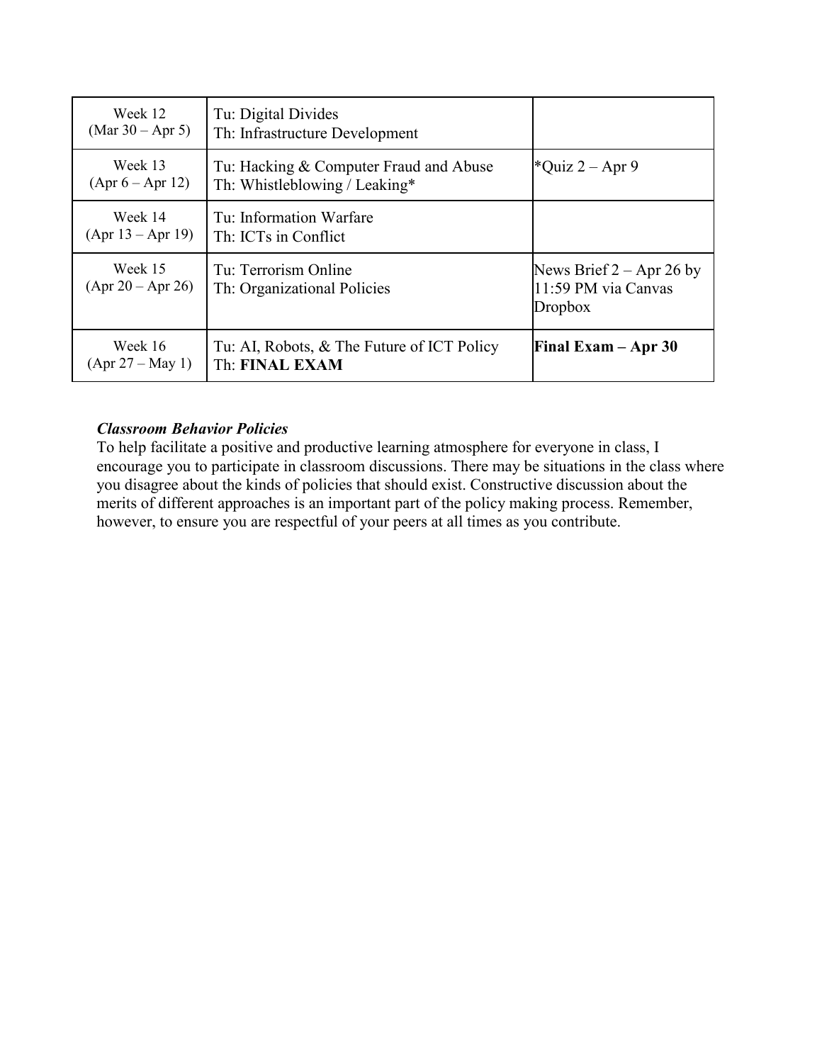| | | |
|---|---|---|
| Week 12 (Mar 30 – Apr 5) | Tu: Digital Divides<br>Th: Infrastructure Development | |
| Week 13 (Apr 6 – Apr 12) | Tu: Hacking & Computer Fraud and Abuse<br>Th: Whistleblowing / Leaking* | *Quiz 2 – Apr 9 |
| Week 14 (Apr 13 – Apr 19) | Tu: Information Warfare<br>Th: ICTs in Conflict | |
| Week 15 (Apr 20 – Apr 26) | Tu: Terrorism Online<br>Th: Organizational Policies | News Brief 2 – Apr 26 by 11:59 PM via Canvas Dropbox |
| Week 16 (Apr 27 – May 1) | Tu: AI, Robots, & The Future of ICT Policy<br>Th: **FINAL EXAM** | **Final Exam – Apr 30** |

***Classroom Behavior Policies***

To help facilitate a positive and productive learning atmosphere for everyone in class, I encourage you to participate in classroom discussions. There may be situations in the class where you disagree about the kinds of policies that should exist. Constructive discussion about the merits of different approaches is an important part of the policy making process. Remember, however, to ensure you are respectful of your peers at all times as you contribute.